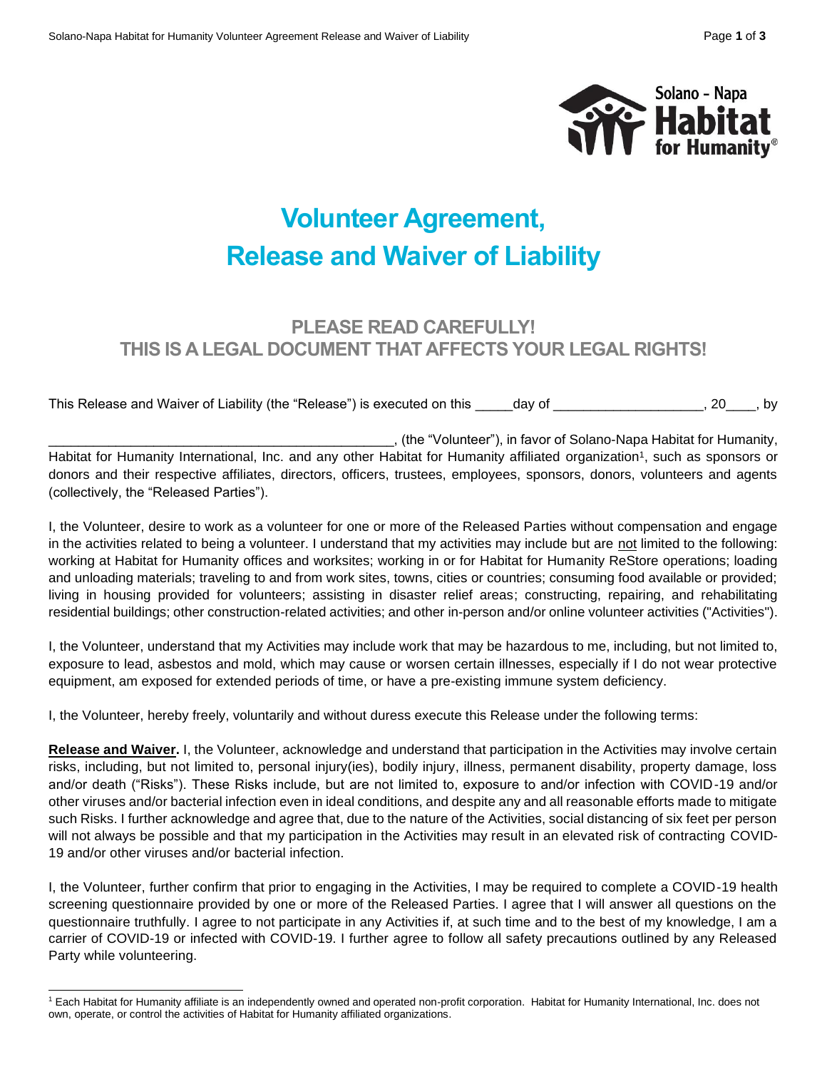# Volunteer Agreement, Release and Waiver of Liability

## PLEASE READ CAREFULLY! THIS IS A LEGAL DOCUMENT THAT AFFECTS YOUR LEGAL RIGHTS!

This Release and Waiver of Liability (the "Release") is executed on this _____day of ___________________, 20____, by

_______________________________________________, (the "Volunteer"), in favor of Solano-Napa Habitat for Humanity, Habitat for Humanity International, Inc. and any other Habitat for Humanity affiliated organization[1], such as sponsors or donors and their respective affiliates, directors, officers, trustees, employees, sponsors, donors, volunteers and agents (collectively, the "Released Parties").

I, the Volunteer, desire to work as a volunteer for one or more of the Released Parties without compensation and engage in the activities related to being a volunteer. I understand that my activities may include but are not limited to the following: working at Habitat for Humanity offices and worksites; working in or for Habitat for Humanity ReStore operations; loading and unloading materials; traveling to and from work sites, towns, cities or countries; consuming food available or provided; living in housing provided for volunteers; assisting in disaster relief areas; constructing, repairing, and rehabilitating residential buildings; other construction-related activities; and other in-person and/or online volunteer activities ("Activities").

I, the Volunteer, understand that my Activities may include work that may be hazardous to me, including, but not limited to, exposure to lead, asbestos and mold, which may cause or worsen certain illnesses, especially if I do not wear protective equipment, am exposed for extended periods of time, or have a pre-existing immune system deficiency.

I, the Volunteer, hereby freely, voluntarily and without duress execute this Release under the following terms:

**Release and Waiver.** I, the Volunteer, acknowledge and understand that participation in the Activities may involve certain risks, including, but not limited to, personal injury(ies), bodily injury, illness, permanent disability, property damage, loss and/or death ("Risks"). These Risks include, but are not limited to, exposure to and/or infection with COVID-19 and/or other viruses and/or bacterial infection even in ideal conditions, and despite any and all reasonable efforts made to mitigate such Risks. I further acknowledge and agree that, due to the nature of the Activities, social distancing of six feet per person will not always be possible and that my participation in the Activities may result in an elevated risk of contracting COVID-19 and/or other viruses and/or bacterial infection.

I, the Volunteer, further confirm that prior to engaging in the Activities, I may be required to complete a COVID-19 health screening questionnaire provided by one or more of the Released Parties. I agree that I will answer all questions on the questionnaire truthfully. I agree to not participate in any Activities if, at such time and to the best of my knowledge, I am a carrier of COVID-19 or infected with COVID-19. I further agree to follow all safety precautions outlined by any Released Party while volunteering.

[1] Each Habitat for Humanity affiliate is an independently owned and operated non-profit corporation. Habitat for Humanity International, Inc. does not own, operate, or control the activities of Habitat for Humanity affiliated organizations.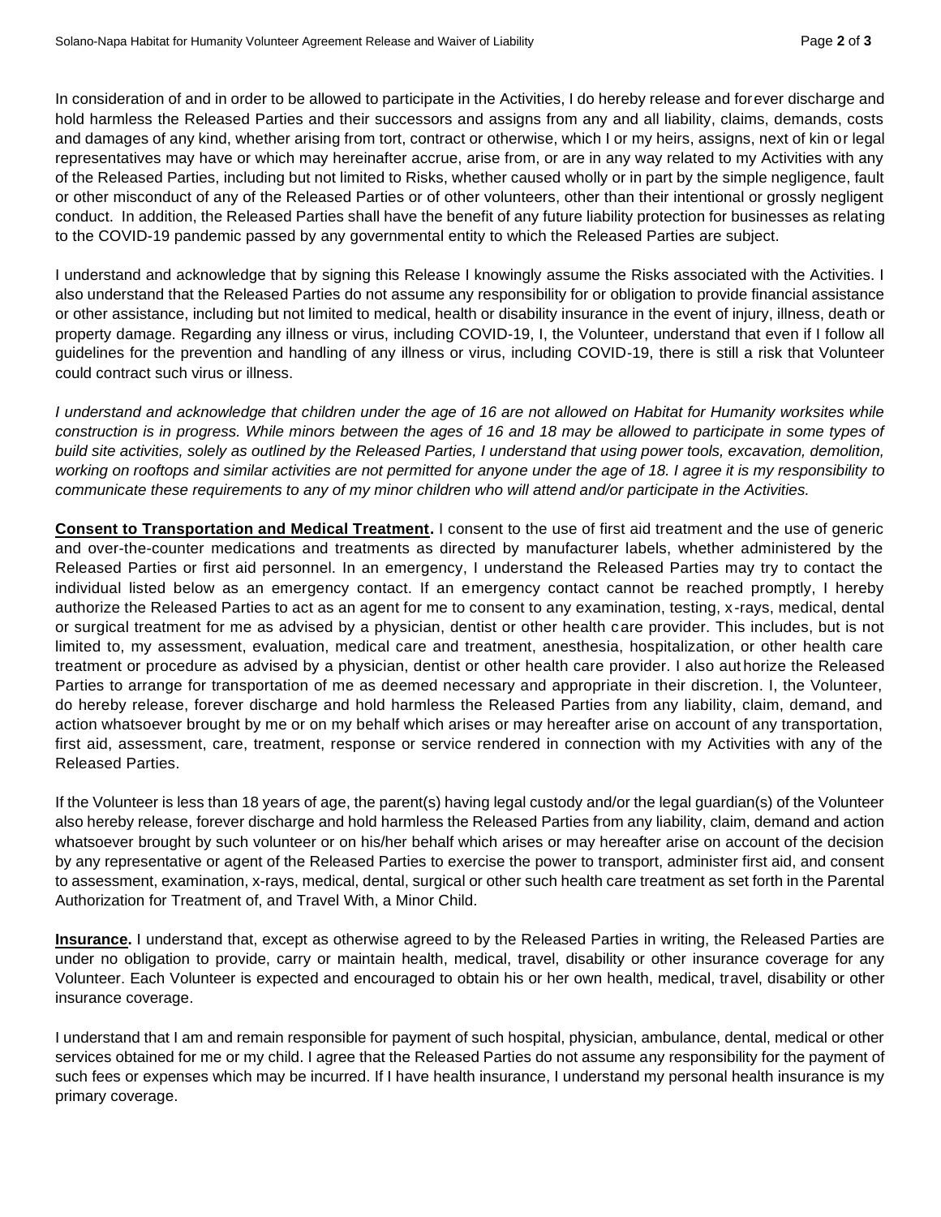In consideration of and in order to be allowed to participate in the Activities, I do hereby release and forever discharge and hold harmless the Released Parties and their successors and assigns from any and all liability, claims, demands, costs and damages of any kind, whether arising from tort, contract or otherwise, which I or my heirs, assigns, next of kin or legal representatives may have or which may hereinafter accrue, arise from, or are in any way related to my Activities with any of the Released Parties, including but not limited to Risks, whether caused wholly or in part by the simple negligence, fault or other misconduct of any of the Released Parties or of other volunteers, other than their intentional or grossly negligent conduct. In addition, the Released Parties shall have the benefit of any future liability protection for businesses as relating to the COVID-19 pandemic passed by any governmental entity to which the Released Parties are subject.

I understand and acknowledge that by signing this Release I knowingly assume the Risks associated with the Activities. I also understand that the Released Parties do not assume any responsibility for or obligation to provide financial assistance or other assistance, including but not limited to medical, health or disability insurance in the event of injury, illness, death or property damage. Regarding any illness or virus, including COVID-19, I, the Volunteer, understand that even if I follow all guidelines for the prevention and handling of any illness or virus, including COVID-19, there is still a risk that Volunteer could contract such virus or illness.

*I understand and acknowledge that children under the age of 16 are not allowed on Habitat for Humanity worksites while construction is in progress. While minors between the ages of 16 and 18 may be allowed to participate in some types of build site activities, solely as outlined by the Released Parties, I understand that using power tools, excavation, demolition, working on rooftops and similar activities are not permitted for anyone under the age of 18. I agree it is my responsibility to communicate these requirements to any of my minor children who will attend and/or participate in the Activities.*

**Consent to Transportation and Medical Treatment.** I consent to the use of first aid treatment and the use of generic and over-the-counter medications and treatments as directed by manufacturer labels, whether administered by the Released Parties or first aid personnel. In an emergency, I understand the Released Parties may try to contact the individual listed below as an emergency contact. If an emergency contact cannot be reached promptly, I hereby authorize the Released Parties to act as an agent for me to consent to any examination, testing, x-rays, medical, dental or surgical treatment for me as advised by a physician, dentist or other health care provider. This includes, but is not limited to, my assessment, evaluation, medical care and treatment, anesthesia, hospitalization, or other health care treatment or procedure as advised by a physician, dentist or other health care provider. I also authorize the Released Parties to arrange for transportation of me as deemed necessary and appropriate in their discretion. I, the Volunteer, do hereby release, forever discharge and hold harmless the Released Parties from any liability, claim, demand, and action whatsoever brought by me or on my behalf which arises or may hereafter arise on account of any transportation, first aid, assessment, care, treatment, response or service rendered in connection with my Activities with any of the Released Parties.

If the Volunteer is less than 18 years of age, the parent(s) having legal custody and/or the legal guardian(s) of the Volunteer also hereby release, forever discharge and hold harmless the Released Parties from any liability, claim, demand and action whatsoever brought by such volunteer or on his/her behalf which arises or may hereafter arise on account of the decision by any representative or agent of the Released Parties to exercise the power to transport, administer first aid, and consent to assessment, examination, x-rays, medical, dental, surgical or other such health care treatment as set forth in the Parental Authorization for Treatment of, and Travel With, a Minor Child.

**Insurance.** I understand that, except as otherwise agreed to by the Released Parties in writing, the Released Parties are under no obligation to provide, carry or maintain health, medical, travel, disability or other insurance coverage for any Volunteer. Each Volunteer is expected and encouraged to obtain his or her own health, medical, travel, disability or other insurance coverage.

I understand that I am and remain responsible for payment of such hospital, physician, ambulance, dental, medical or other services obtained for me or my child. I agree that the Released Parties do not assume any responsibility for the payment of such fees or expenses which may be incurred. If I have health insurance, I understand my personal health insurance is my primary coverage.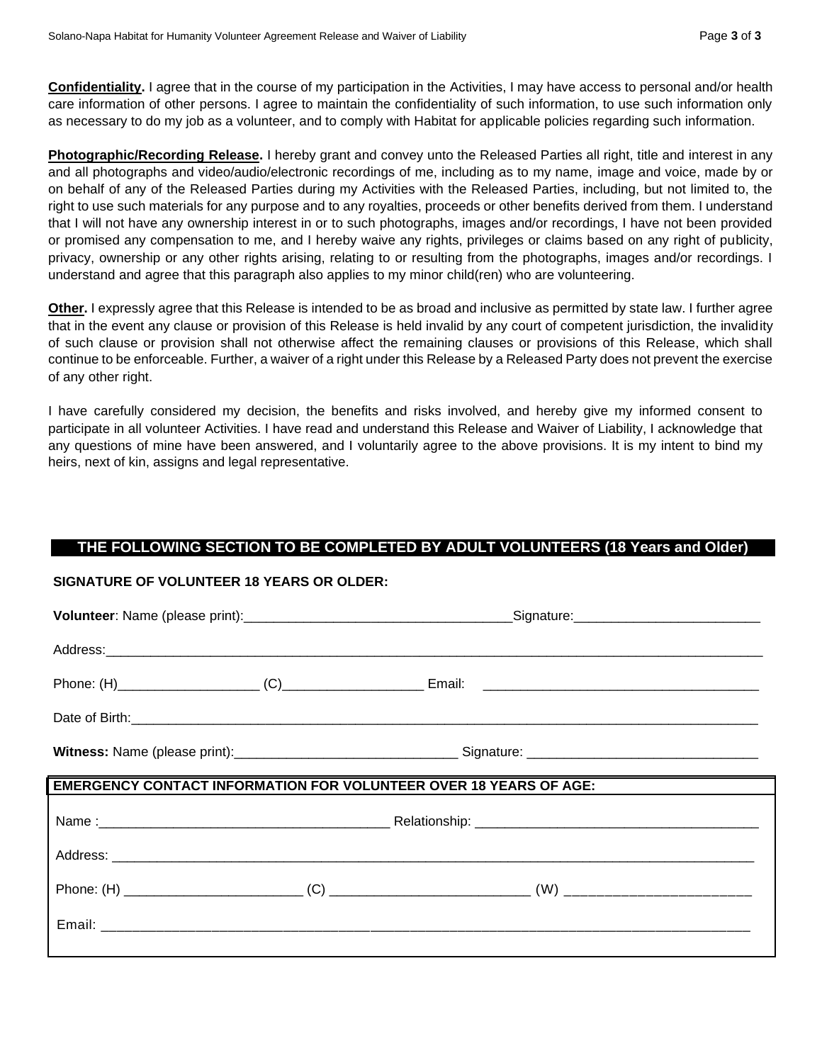**Confidentiality.** I agree that in the course of my participation in the Activities, I may have access to personal and/or health care information of other persons. I agree to maintain the confidentiality of such information, to use such information only as necessary to do my job as a volunteer, and to comply with Habitat for applicable policies regarding such information.

**Photographic/Recording Release.** I hereby grant and convey unto the Released Parties all right, title and interest in any and all photographs and video/audio/electronic recordings of me, including as to my name, image and voice, made by or on behalf of any of the Released Parties during my Activities with the Released Parties, including, but not limited to, the right to use such materials for any purpose and to any royalties, proceeds or other benefits derived from them. I understand that I will not have any ownership interest in or to such photographs, images and/or recordings, I have not been provided or promised any compensation to me, and I hereby waive any rights, privileges or claims based on any right of publicity, privacy, ownership or any other rights arising, relating to or resulting from the photographs, images and/or recordings. I understand and agree that this paragraph also applies to my minor child(ren) who are volunteering.

**Other.** I expressly agree that this Release is intended to be as broad and inclusive as permitted by state law. I further agree that in the event any clause or provision of this Release is held invalid by any court of competent jurisdiction, the invalidity of such clause or provision shall not otherwise affect the remaining clauses or provisions of this Release, which shall continue to be enforceable. Further, a waiver of a right under this Release by a Released Party does not prevent the exercise of any other right.

I have carefully considered my decision, the benefits and risks involved, and hereby give my informed consent to participate in all volunteer Activities. I have read and understand this Release and Waiver of Liability, I acknowledge that any questions of mine have been answered, and I voluntarily agree to the above provisions. It is my intent to bind my heirs, next of kin, assigns and legal representative.

## THE FOLLOWING SECTION TO BE COMPLETED BY ADULT VOLUNTEERS (18 Years and Older)

**SIGNATURE OF VOLUNTEER 18 YEARS OR OLDER:**

**Volunteer**: Name (please print):____________________________________Signature:_________________________

Address:_____________________________________________________________________________________________

Phone: (H)___________________ (C)___________________ Email: _____________________________________

Date of Birth:________________________________________________________________________________________

**Witness:** Name (please print):______________________________ Signature: _______________________________

**EMERGENCY CONTACT INFORMATION FOR VOLUNTEER OVER 18 YEARS OF AGE:**

Name :_______________________________________ Relationship: ______________________________________

Address: ______________________________________________________________________________________

Phone: (H) ________________________ (C) ___________________________ (W) ________________________

Email: _________________________________________________________________________________________